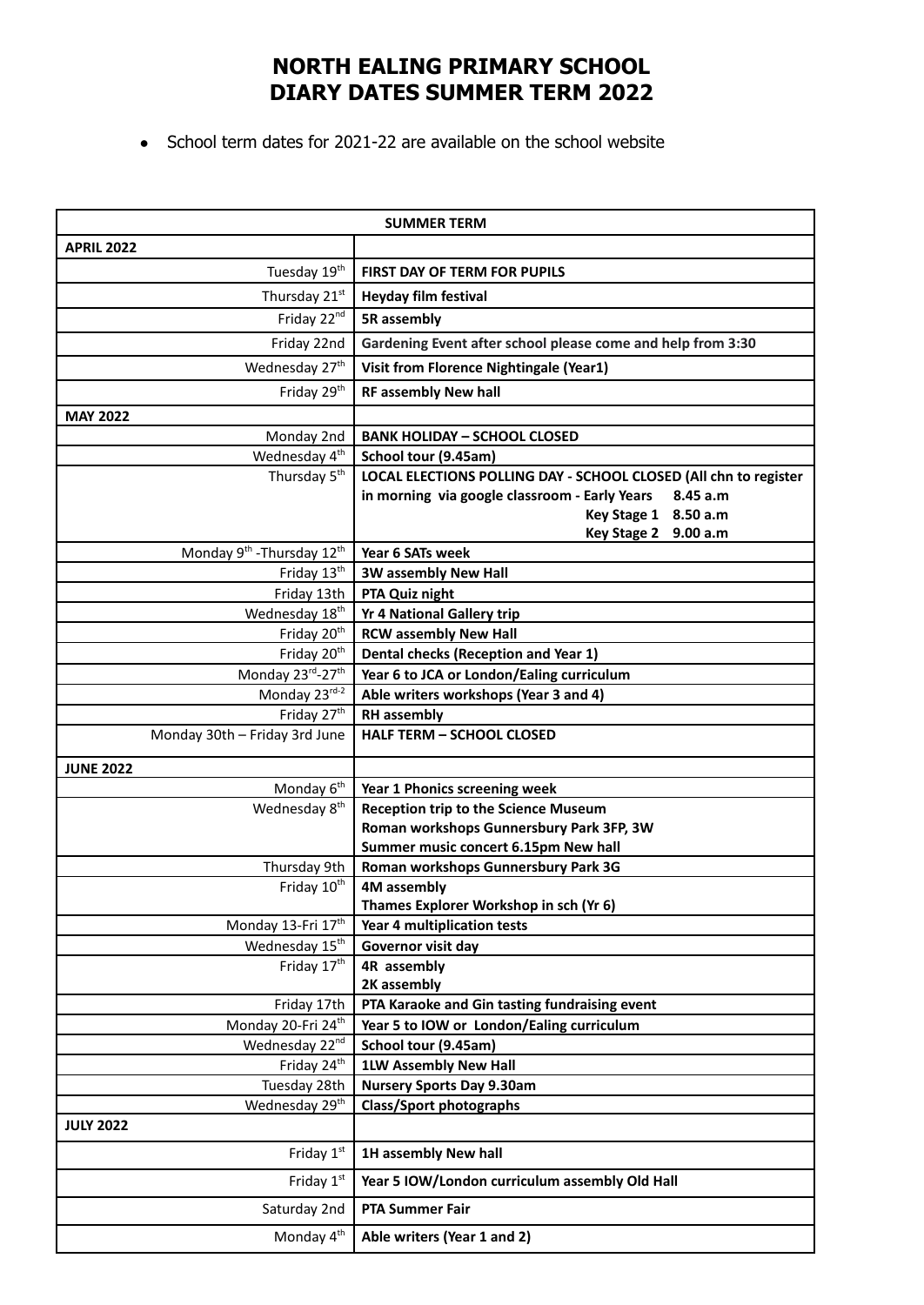# NORTH EALING PRIMARY SCHOOL
# DIARY DATES SUMMER TERM 2022

- School term dates for 2021-22 are available on the school website

| SUMMER TERM | |
|---|---|
| **APRIL 2022** | |
| Tuesday 19th | **FIRST DAY OF TERM FOR PUPILS** |
| Thursday 21st | **Heyday film festival** |
| Friday 22nd | **5R assembly** |
| Friday 22nd | **Gardening Event after school please come and help from 3:30** |
| Wednesday 27th | **Visit from Florence Nightingale (Year1)** |
| Friday 29th | **RF assembly New hall** |
| **MAY 2022** | |
| Monday 2nd | **BANK HOLIDAY – SCHOOL CLOSED** |
| Wednesday 4th | **School tour (9.45am)** |
| Thursday 5th | **LOCAL ELECTIONS POLLING DAY - SCHOOL CLOSED (All chn to register in morning via google classroom - Early Years 8.45 a.m Key Stage 1 8.50 a.m Key Stage 2 9.00 a.m** |
| Monday 9th -Thursday 12th | **Year 6 SATs week** |
| Friday 13th | **3W assembly New Hall** |
| Friday 13th | **PTA Quiz night** |
| Wednesday 18th | **Yr 4 National Gallery trip** |
| Friday 20th | **RCW assembly New Hall** |
| Friday 20th | **Dental checks (Reception and Year 1)** |
| Monday 23rd-27th | **Year 6 to JCA or London/Ealing curriculum** |
| Monday 23rd-2 | **Able writers workshops (Year 3 and 4)** |
| Friday 27th | **RH assembly** |
| Monday 30th – Friday 3rd June | **HALF TERM – SCHOOL CLOSED** |
| **JUNE 2022** | |
| Monday 6th | **Year 1 Phonics screening week** |
| Wednesday 8th | **Reception trip to the Science Museum<br>Roman workshops Gunnersbury Park 3FP, 3W<br>Summer music concert 6.15pm New hall** |
| Thursday 9th | **Roman workshops Gunnersbury Park 3G** |
| Friday 10th | **4M assembly<br>Thames Explorer Workshop in sch (Yr 6)** |
| Monday 13-Fri 17th | **Year 4 multiplication tests** |
| Wednesday 15th | **Governor visit day** |
| Friday 17th | **4R assembly<br>2K assembly** |
| Friday 17th | **PTA Karaoke and Gin tasting fundraising event** |
| Monday 20-Fri 24th | **Year 5 to IOW or London/Ealing curriculum** |
| Wednesday 22nd | **School tour (9.45am)** |
| Friday 24th | **1LW Assembly New Hall** |
| Tuesday 28th | **Nursery Sports Day 9.30am** |
| Wednesday 29th | **Class/Sport photographs** |
| **JULY 2022** | |
| Friday 1st | **1H assembly New hall** |
| Friday 1st | **Year 5 IOW/London curriculum assembly Old Hall** |
| Saturday 2nd | **PTA Summer Fair** |
| Monday 4th | **Able writers (Year 1 and 2)** |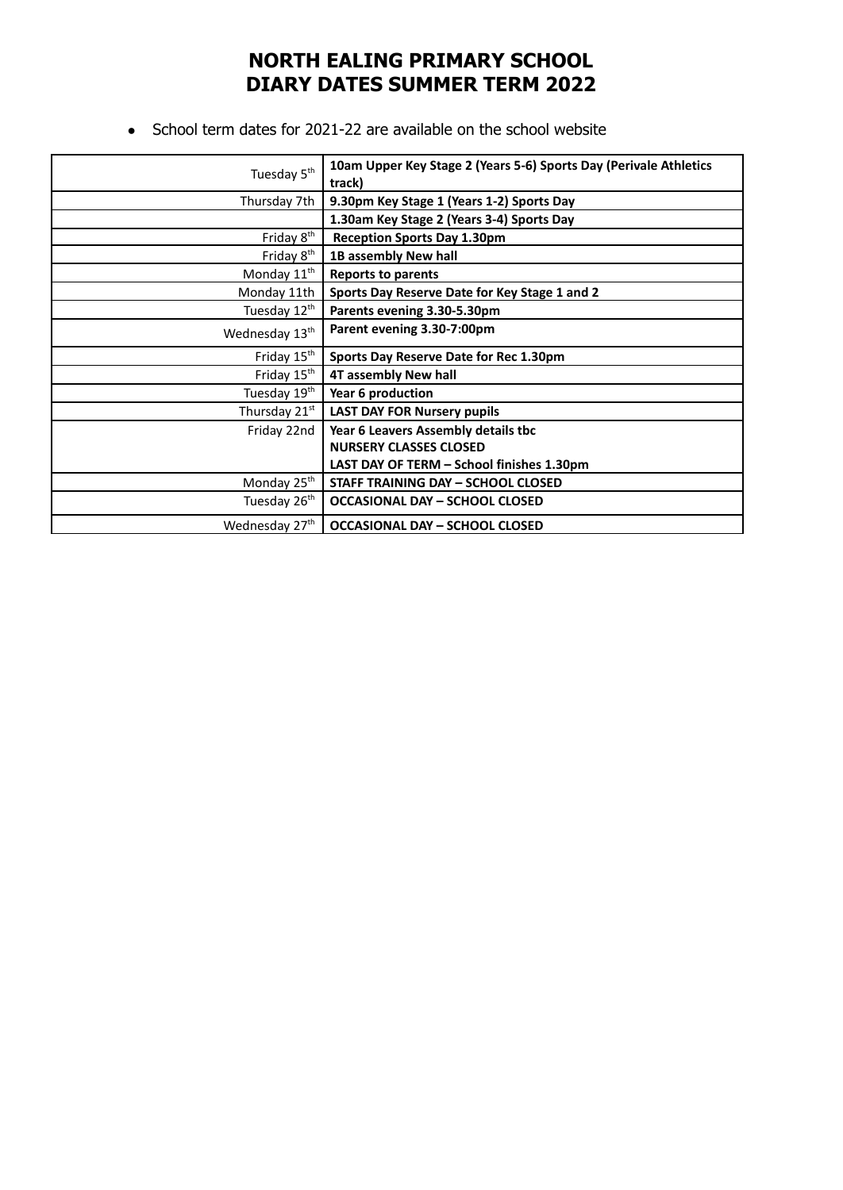# NORTH EALING PRIMARY SCHOOL
# DIARY DATES SUMMER TERM 2022

- School term dates for 2021-22 are available on the school website

| | |
|---|---|
| Tuesday 5th | **10am Upper Key Stage 2 (Years 5-6) Sports Day (Perivale Athletics track)** |
| Thursday 7th | **9.30pm Key Stage 1 (Years 1-2) Sports Day** |
| | **1.30am Key Stage 2 (Years 3-4) Sports Day** |
| Friday 8th | **Reception Sports Day 1.30pm** |
| Friday 8th | **1B assembly New hall** |
| Monday 11th | **Reports to parents** |
| Monday 11th | **Sports Day Reserve Date for Key Stage 1 and 2** |
| Tuesday 12th | **Parents evening 3.30-5.30pm** |
| Wednesday 13th | **Parent evening 3.30-7:00pm** |
| Friday 15th | **Sports Day Reserve Date for Rec 1.30pm** |
| Friday 15th | **4T assembly New hall** |
| Tuesday 19th | **Year 6 production** |
| Thursday 21st | **LAST DAY FOR Nursery pupils** |
| Friday 22nd | **Year 6 Leavers Assembly details tbc**<br>**NURSERY CLASSES CLOSED**<br>**LAST DAY OF TERM – School finishes 1.30pm** |
| Monday 25th | **STAFF TRAINING DAY – SCHOOL CLOSED** |
| Tuesday 26th | **OCCASIONAL DAY – SCHOOL CLOSED** |
| Wednesday 27th | **OCCASIONAL DAY – SCHOOL CLOSED** |